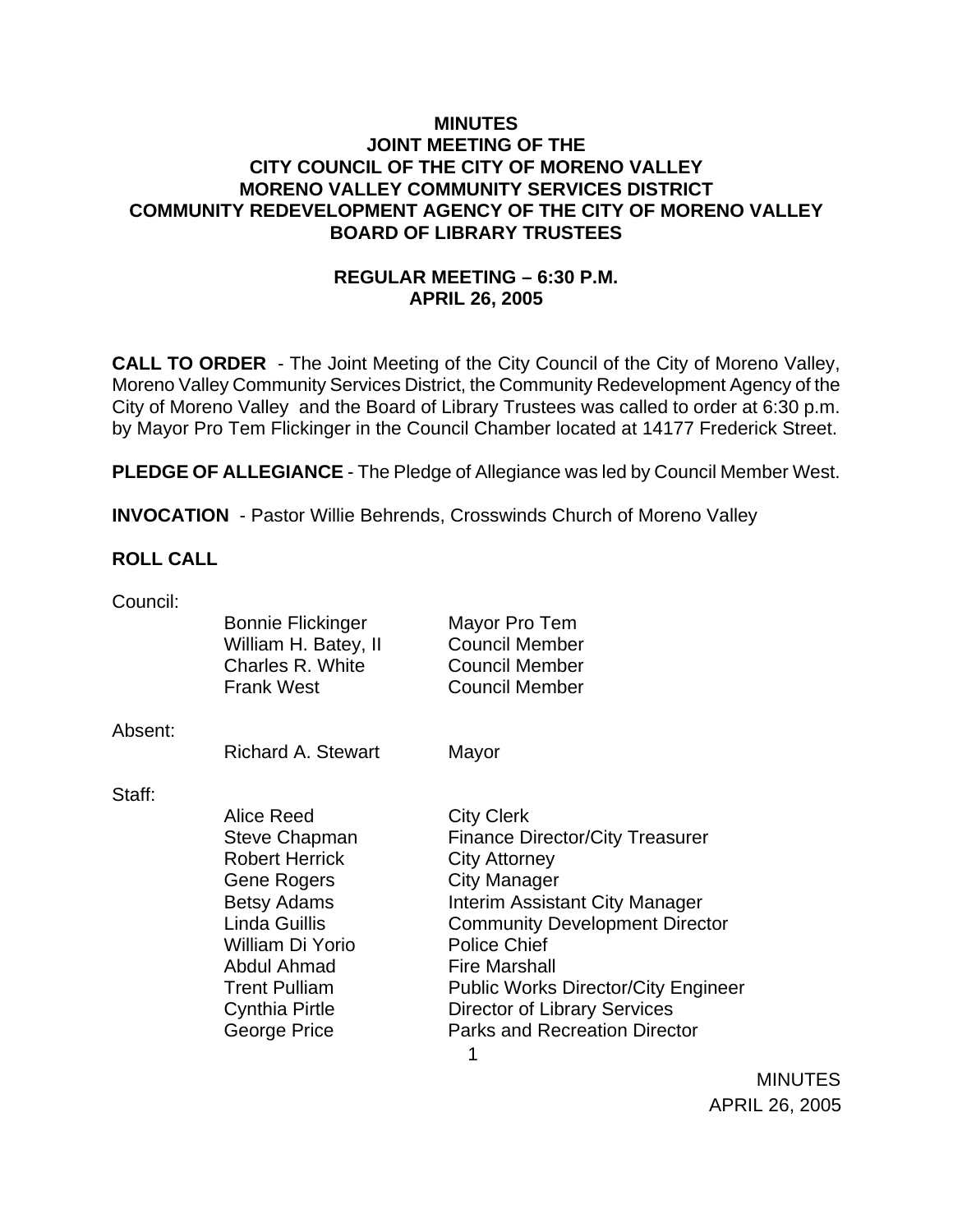# MINUTES
## JOINT MEETING OF THE
## CITY COUNCIL OF THE CITY OF MORENO VALLEY
## MORENO VALLEY COMMUNITY SERVICES DISTRICT
## COMMUNITY REDEVELOPMENT AGENCY OF THE CITY OF MORENO VALLEY
## BOARD OF LIBRARY TRUSTEES

### REGULAR MEETING – 6:30 P.M.
### APRIL 26, 2005

**CALL TO ORDER** - The Joint Meeting of the City Council of the City of Moreno Valley, Moreno Valley Community Services District, the Community Redevelopment Agency of the City of Moreno Valley and the Board of Library Trustees was called to order at 6:30 p.m. by Mayor Pro Tem Flickinger in the Council Chamber located at 14177 Frederick Street.

**PLEDGE OF ALLEGIANCE** - The Pledge of Allegiance was led by Council Member West.

**INVOCATION** - Pastor Willie Behrends, Crosswinds Church of Moreno Valley

**ROLL CALL**

Council:

| | |
|---|---|
| Bonnie Flickinger | Mayor Pro Tem |
| William H. Batey, II | Council Member |
| Charles R. White | Council Member |
| Frank West | Council Member |

Absent:

| | |
|---|---|
| Richard A. Stewart | Mayor |

Staff:

| | |
|---|---|
| Alice Reed | City Clerk |
| Steve Chapman | Finance Director/City Treasurer |
| Robert Herrick | City Attorney |
| Gene Rogers | City Manager |
| Betsy Adams | Interim Assistant City Manager |
| Linda Guillis | Community Development Director |
| William Di Yorio | Police Chief |
| Abdul Ahmad | Fire Marshall |
| Trent Pulliam | Public Works Director/City Engineer |
| Cynthia Pirtle | Director of Library Services |
| George Price | Parks and Recreation Director |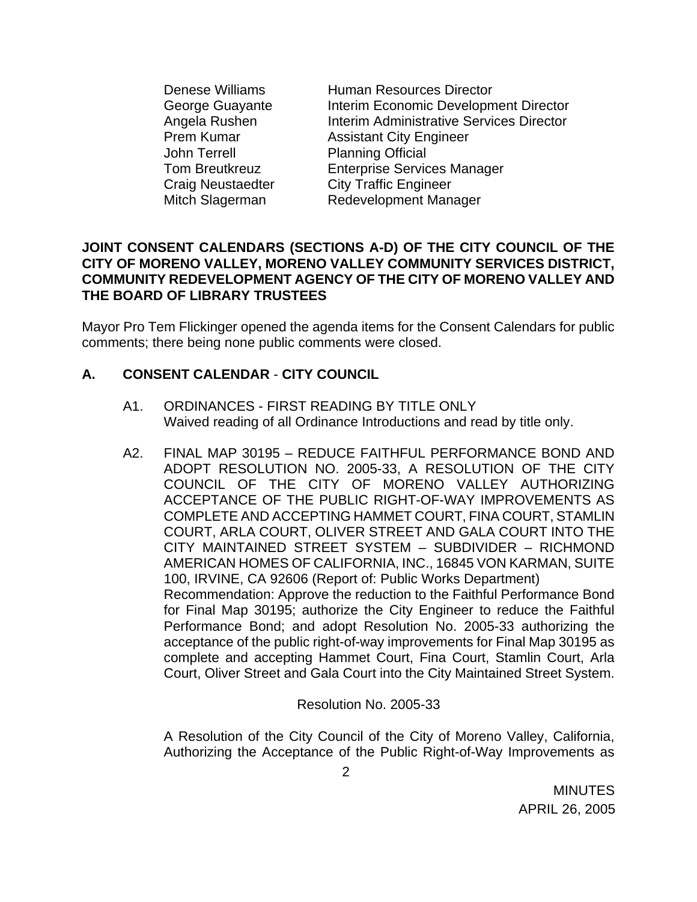| | |
|---|---|
| Denese Williams | Human Resources Director |
| George Guayante | Interim Economic Development Director |
| Angela Rushen | Interim Administrative Services Director |
| Prem Kumar | Assistant City Engineer |
| John Terrell | Planning Official |
| Tom Breutkreuz | Enterprise Services Manager |
| Craig Neustaedter | City Traffic Engineer |
| Mitch Slagerman | Redevelopment Manager |

**JOINT CONSENT CALENDARS (SECTIONS A-D) OF THE CITY COUNCIL OF THE CITY OF MORENO VALLEY, MORENO VALLEY COMMUNITY SERVICES DISTRICT, COMMUNITY REDEVELOPMENT AGENCY OF THE CITY OF MORENO VALLEY AND THE BOARD OF LIBRARY TRUSTEES**

Mayor Pro Tem Flickinger opened the agenda items for the Consent Calendars for public comments; there being none public comments were closed.

## A. CONSENT CALENDAR - CITY COUNCIL

A1. ORDINANCES - FIRST READING BY TITLE ONLY
Waived reading of all Ordinance Introductions and read by title only.

A2. FINAL MAP 30195 – REDUCE FAITHFUL PERFORMANCE BOND AND ADOPT RESOLUTION NO. 2005-33, A RESOLUTION OF THE CITY COUNCIL OF THE CITY OF MORENO VALLEY AUTHORIZING ACCEPTANCE OF THE PUBLIC RIGHT-OF-WAY IMPROVEMENTS AS COMPLETE AND ACCEPTING HAMMET COURT, FINA COURT, STAMLIN COURT, ARLA COURT, OLIVER STREET AND GALA COURT INTO THE CITY MAINTAINED STREET SYSTEM – SUBDIVIDER – RICHMOND AMERICAN HOMES OF CALIFORNIA, INC., 16845 VON KARMAN, SUITE 100, IRVINE, CA 92606 (Report of: Public Works Department)
Recommendation: Approve the reduction to the Faithful Performance Bond for Final Map 30195; authorize the City Engineer to reduce the Faithful Performance Bond; and adopt Resolution No. 2005-33 authorizing the acceptance of the public right-of-way improvements for Final Map 30195 as complete and accepting Hammet Court, Fina Court, Stamlin Court, Arla Court, Oliver Street and Gala Court into the City Maintained Street System.

Resolution No. 2005-33

A Resolution of the City Council of the City of Moreno Valley, California, Authorizing the Acceptance of the Public Right-of-Way Improvements as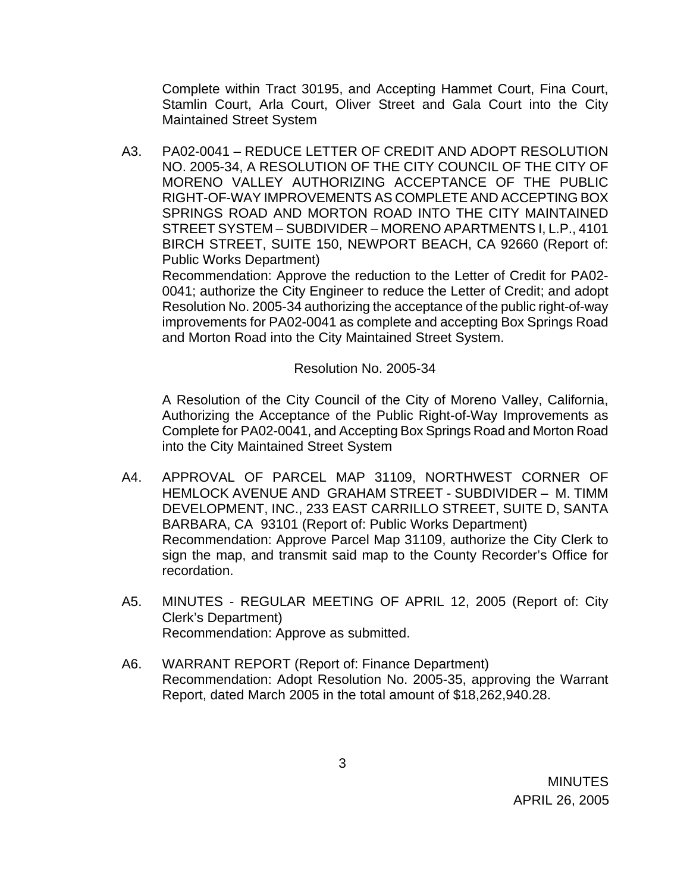Complete within Tract 30195, and Accepting Hammet Court, Fina Court, Stamlin Court, Arla Court, Oliver Street and Gala Court into the City Maintained Street System

A3. PA02-0041 – REDUCE LETTER OF CREDIT AND ADOPT RESOLUTION NO. 2005-34, A RESOLUTION OF THE CITY COUNCIL OF THE CITY OF MORENO VALLEY AUTHORIZING ACCEPTANCE OF THE PUBLIC RIGHT-OF-WAY IMPROVEMENTS AS COMPLETE AND ACCEPTING BOX SPRINGS ROAD AND MORTON ROAD INTO THE CITY MAINTAINED STREET SYSTEM – SUBDIVIDER – MORENO APARTMENTS I, L.P., 4101 BIRCH STREET, SUITE 150, NEWPORT BEACH, CA 92660 (Report of: Public Works Department)
Recommendation: Approve the reduction to the Letter of Credit for PA02-0041; authorize the City Engineer to reduce the Letter of Credit; and adopt Resolution No. 2005-34 authorizing the acceptance of the public right-of-way improvements for PA02-0041 as complete and accepting Box Springs Road and Morton Road into the City Maintained Street System.

Resolution No. 2005-34

A Resolution of the City Council of the City of Moreno Valley, California, Authorizing the Acceptance of the Public Right-of-Way Improvements as Complete for PA02-0041, and Accepting Box Springs Road and Morton Road into the City Maintained Street System

A4. APPROVAL OF PARCEL MAP 31109, NORTHWEST CORNER OF HEMLOCK AVENUE AND GRAHAM STREET - SUBDIVIDER – M. TIMM DEVELOPMENT, INC., 233 EAST CARRILLO STREET, SUITE D, SANTA BARBARA, CA 93101 (Report of: Public Works Department)
Recommendation: Approve Parcel Map 31109, authorize the City Clerk to sign the map, and transmit said map to the County Recorder's Office for recordation.

A5. MINUTES - REGULAR MEETING OF APRIL 12, 2005 (Report of: City Clerk's Department)
Recommendation: Approve as submitted.

A6. WARRANT REPORT (Report of: Finance Department)
Recommendation: Adopt Resolution No. 2005-35, approving the Warrant Report, dated March 2005 in the total amount of $18,262,940.28.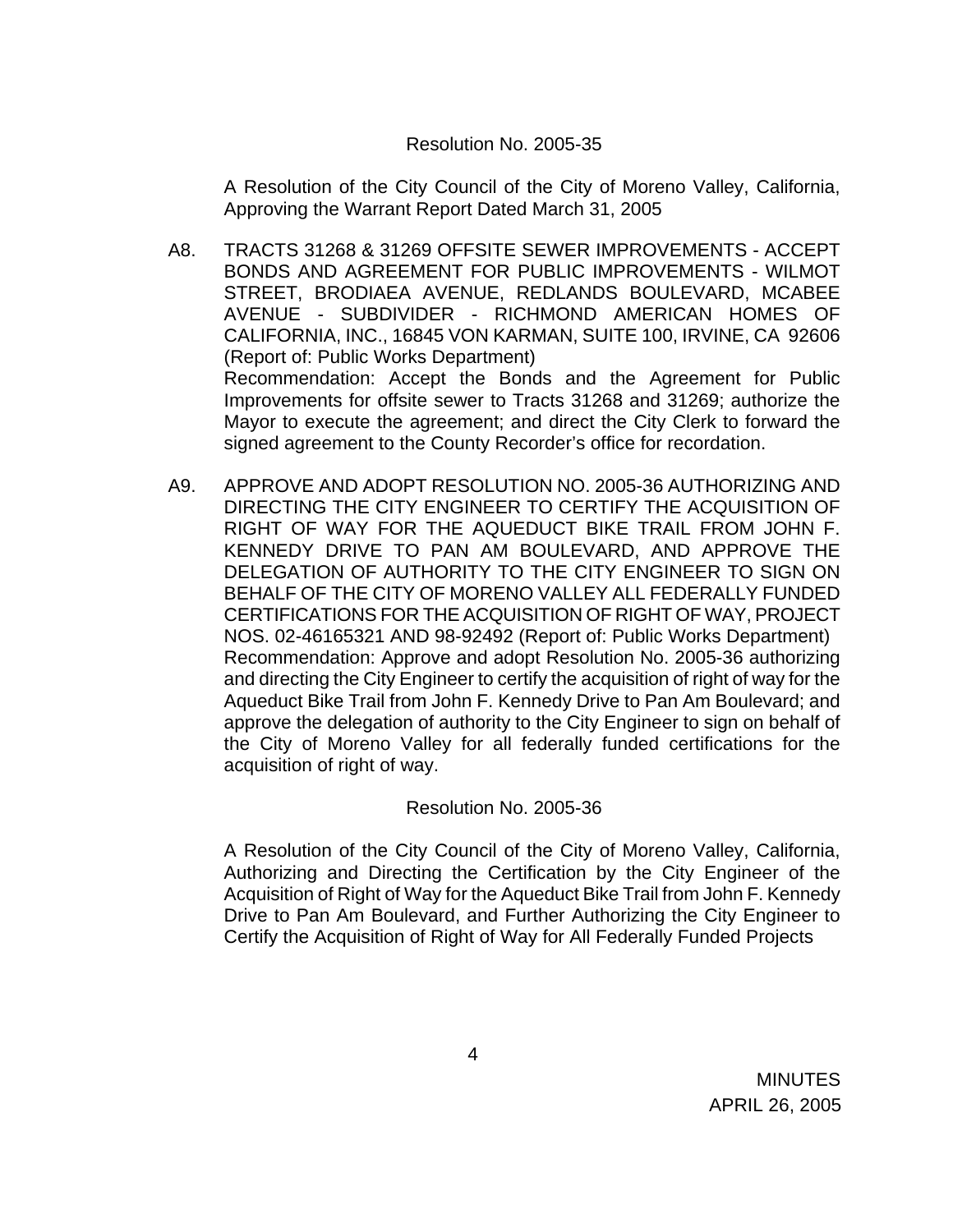Resolution No. 2005-35

A Resolution of the City Council of the City of Moreno Valley, California, Approving the Warrant Report Dated March 31, 2005

A8. TRACTS 31268 & 31269 OFFSITE SEWER IMPROVEMENTS - ACCEPT BONDS AND AGREEMENT FOR PUBLIC IMPROVEMENTS - WILMOT STREET, BRODIAEA AVENUE, REDLANDS BOULEVARD, MCABEE AVENUE - SUBDIVIDER - RICHMOND AMERICAN HOMES OF CALIFORNIA, INC., 16845 VON KARMAN, SUITE 100, IRVINE, CA 92606 (Report of: Public Works Department)
Recommendation: Accept the Bonds and the Agreement for Public Improvements for offsite sewer to Tracts 31268 and 31269; authorize the Mayor to execute the agreement; and direct the City Clerk to forward the signed agreement to the County Recorder's office for recordation.

A9. APPROVE AND ADOPT RESOLUTION NO. 2005-36 AUTHORIZING AND DIRECTING THE CITY ENGINEER TO CERTIFY THE ACQUISITION OF RIGHT OF WAY FOR THE AQUEDUCT BIKE TRAIL FROM JOHN F. KENNEDY DRIVE TO PAN AM BOULEVARD, AND APPROVE THE DELEGATION OF AUTHORITY TO THE CITY ENGINEER TO SIGN ON BEHALF OF THE CITY OF MORENO VALLEY ALL FEDERALLY FUNDED CERTIFICATIONS FOR THE ACQUISITION OF RIGHT OF WAY, PROJECT NOS. 02-46165321 AND 98-92492 (Report of: Public Works Department)
Recommendation: Approve and adopt Resolution No. 2005-36 authorizing and directing the City Engineer to certify the acquisition of right of way for the Aqueduct Bike Trail from John F. Kennedy Drive to Pan Am Boulevard; and approve the delegation of authority to the City Engineer to sign on behalf of the City of Moreno Valley for all federally funded certifications for the acquisition of right of way.

Resolution No. 2005-36

A Resolution of the City Council of the City of Moreno Valley, California, Authorizing and Directing the Certification by the City Engineer of the Acquisition of Right of Way for the Aqueduct Bike Trail from John F. Kennedy Drive to Pan Am Boulevard, and Further Authorizing the City Engineer to Certify the Acquisition of Right of Way for All Federally Funded Projects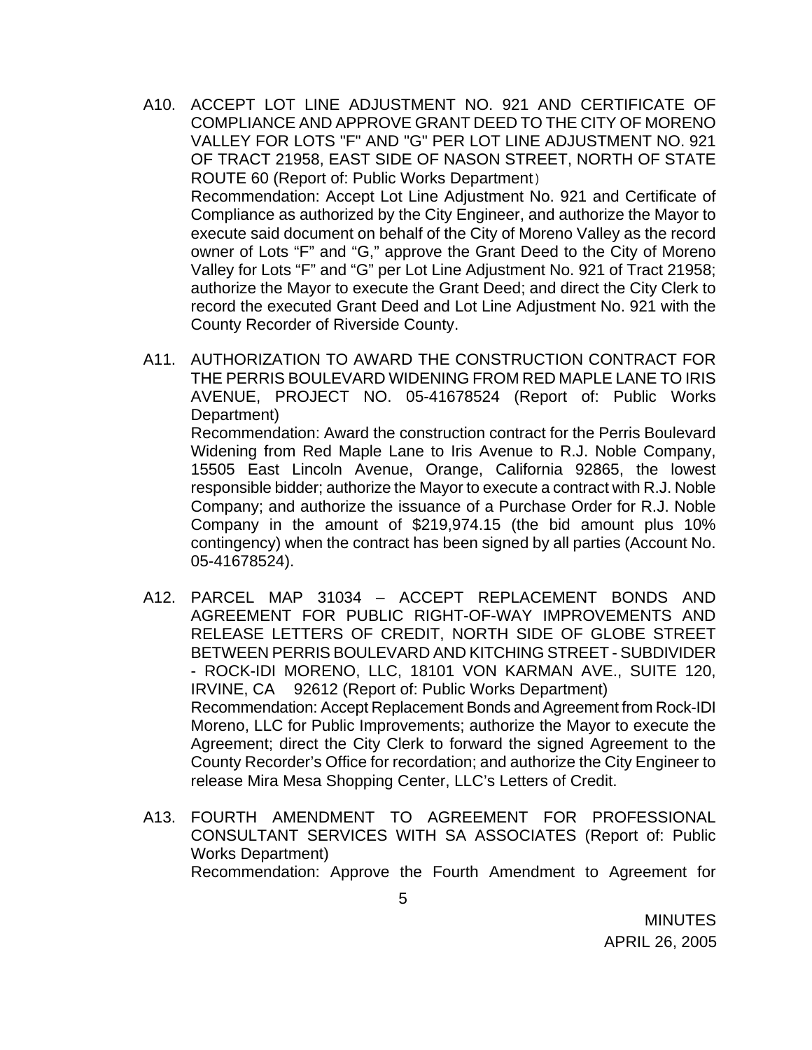A10. ACCEPT LOT LINE ADJUSTMENT NO. 921 AND CERTIFICATE OF COMPLIANCE AND APPROVE GRANT DEED TO THE CITY OF MORENO VALLEY FOR LOTS "F" AND "G" PER LOT LINE ADJUSTMENT NO. 921 OF TRACT 21958, EAST SIDE OF NASON STREET, NORTH OF STATE ROUTE 60 (Report of: Public Works Department)

Recommendation: Accept Lot Line Adjustment No. 921 and Certificate of Compliance as authorized by the City Engineer, and authorize the Mayor to execute said document on behalf of the City of Moreno Valley as the record owner of Lots "F" and "G," approve the Grant Deed to the City of Moreno Valley for Lots "F" and "G" per Lot Line Adjustment No. 921 of Tract 21958; authorize the Mayor to execute the Grant Deed; and direct the City Clerk to record the executed Grant Deed and Lot Line Adjustment No. 921 with the County Recorder of Riverside County.

A11. AUTHORIZATION TO AWARD THE CONSTRUCTION CONTRACT FOR THE PERRIS BOULEVARD WIDENING FROM RED MAPLE LANE TO IRIS AVENUE, PROJECT NO. 05-41678524 (Report of: Public Works Department)

Recommendation: Award the construction contract for the Perris Boulevard Widening from Red Maple Lane to Iris Avenue to R.J. Noble Company, 15505 East Lincoln Avenue, Orange, California 92865, the lowest responsible bidder; authorize the Mayor to execute a contract with R.J. Noble Company; and authorize the issuance of a Purchase Order for R.J. Noble Company in the amount of $219,974.15 (the bid amount plus 10% contingency) when the contract has been signed by all parties (Account No. 05-41678524).

A12. PARCEL MAP 31034 – ACCEPT REPLACEMENT BONDS AND AGREEMENT FOR PUBLIC RIGHT-OF-WAY IMPROVEMENTS AND RELEASE LETTERS OF CREDIT, NORTH SIDE OF GLOBE STREET BETWEEN PERRIS BOULEVARD AND KITCHING STREET - SUBDIVIDER - ROCK-IDI MORENO, LLC, 18101 VON KARMAN AVE., SUITE 120, IRVINE, CA 92612 (Report of: Public Works Department)

Recommendation: Accept Replacement Bonds and Agreement from Rock-IDI Moreno, LLC for Public Improvements; authorize the Mayor to execute the Agreement; direct the City Clerk to forward the signed Agreement to the County Recorder's Office for recordation; and authorize the City Engineer to release Mira Mesa Shopping Center, LLC's Letters of Credit.

A13. FOURTH AMENDMENT TO AGREEMENT FOR PROFESSIONAL CONSULTANT SERVICES WITH SA ASSOCIATES (Report of: Public Works Department)

Recommendation: Approve the Fourth Amendment to Agreement for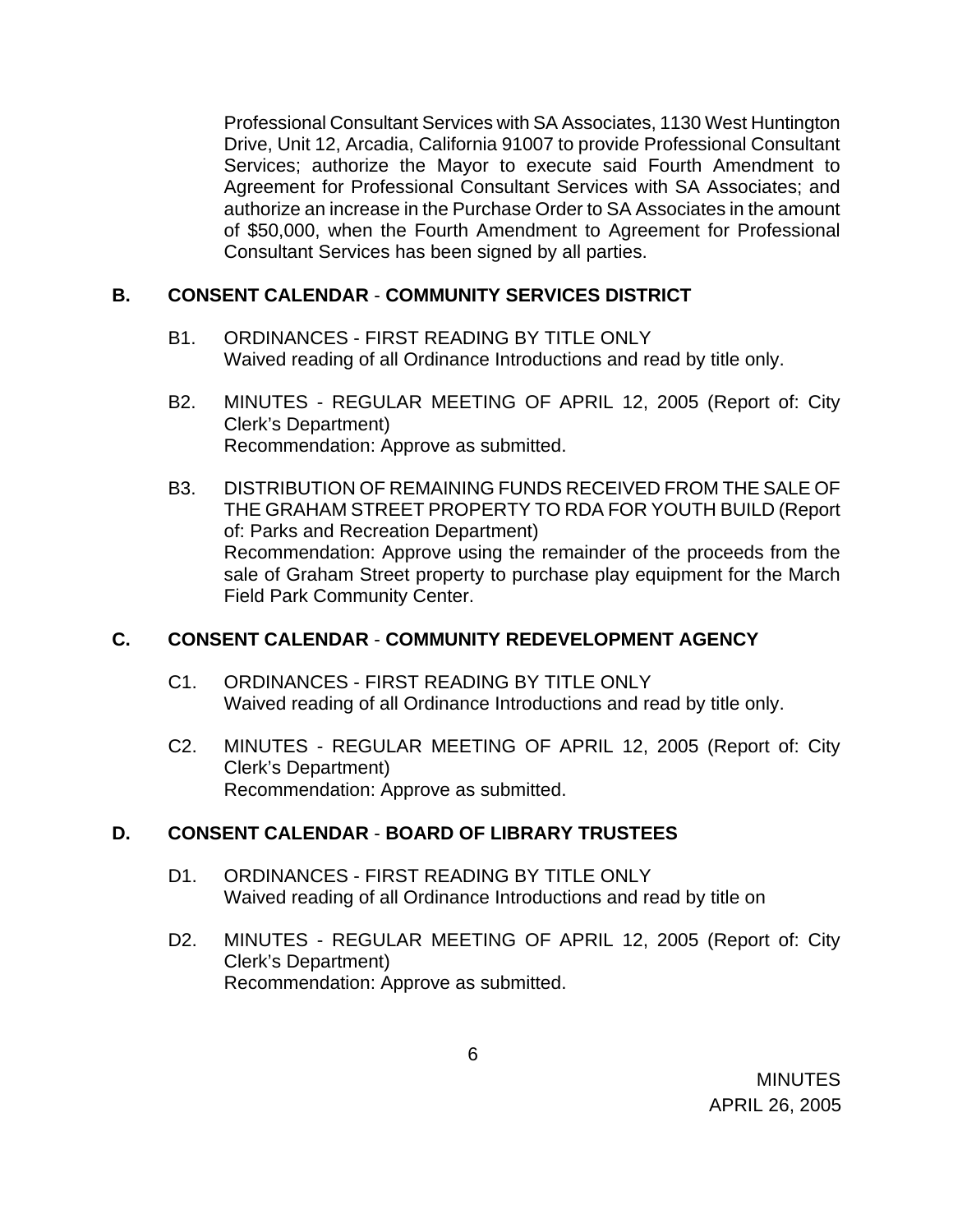Professional Consultant Services with SA Associates, 1130 West Huntington Drive, Unit 12, Arcadia, California 91007 to provide Professional Consultant Services; authorize the Mayor to execute said Fourth Amendment to Agreement for Professional Consultant Services with SA Associates; and authorize an increase in the Purchase Order to SA Associates in the amount of $50,000, when the Fourth Amendment to Agreement for Professional Consultant Services has been signed by all parties.

## B. CONSENT CALENDAR - COMMUNITY SERVICES DISTRICT

B1. ORDINANCES - FIRST READING BY TITLE ONLY
Waived reading of all Ordinance Introductions and read by title only.

B2. MINUTES - REGULAR MEETING OF APRIL 12, 2005 (Report of: City Clerk's Department)
Recommendation: Approve as submitted.

B3. DISTRIBUTION OF REMAINING FUNDS RECEIVED FROM THE SALE OF THE GRAHAM STREET PROPERTY TO RDA FOR YOUTH BUILD (Report of: Parks and Recreation Department)
Recommendation: Approve using the remainder of the proceeds from the sale of Graham Street property to purchase play equipment for the March Field Park Community Center.

## C. CONSENT CALENDAR - COMMUNITY REDEVELOPMENT AGENCY

C1. ORDINANCES - FIRST READING BY TITLE ONLY
Waived reading of all Ordinance Introductions and read by title only.

C2. MINUTES - REGULAR MEETING OF APRIL 12, 2005 (Report of: City Clerk's Department)
Recommendation: Approve as submitted.

## D. CONSENT CALENDAR - BOARD OF LIBRARY TRUSTEES

D1. ORDINANCES - FIRST READING BY TITLE ONLY
Waived reading of all Ordinance Introductions and read by title on

D2. MINUTES - REGULAR MEETING OF APRIL 12, 2005 (Report of: City Clerk's Department)
Recommendation: Approve as submitted.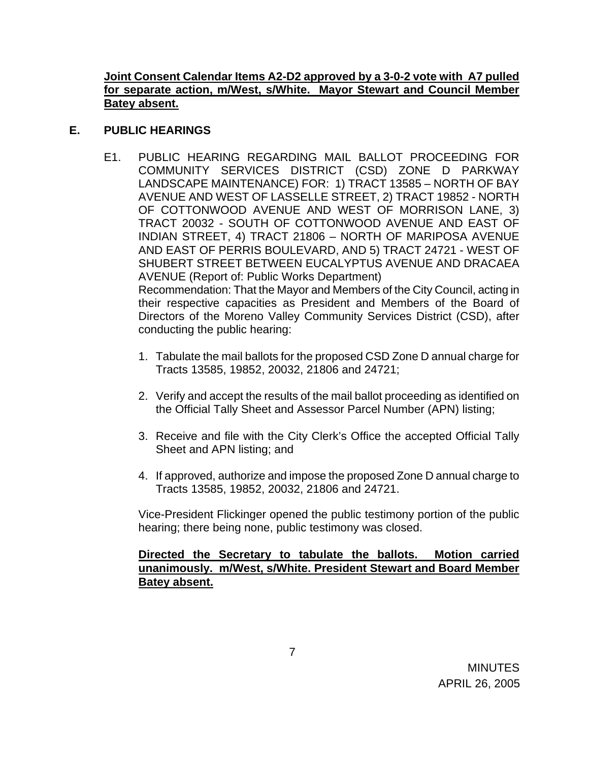**Joint Consent Calendar Items A2-D2 approved by a 3-0-2 vote with A7 pulled for separate action, m/West, s/White. Mayor Stewart and Council Member Batey absent.**

## E. PUBLIC HEARINGS

E1. PUBLIC HEARING REGARDING MAIL BALLOT PROCEEDING FOR COMMUNITY SERVICES DISTRICT (CSD) ZONE D PARKWAY LANDSCAPE MAINTENANCE) FOR: 1) TRACT 13585 – NORTH OF BAY AVENUE AND WEST OF LASSELLE STREET, 2) TRACT 19852 - NORTH OF COTTONWOOD AVENUE AND WEST OF MORRISON LANE, 3) TRACT 20032 - SOUTH OF COTTONWOOD AVENUE AND EAST OF INDIAN STREET, 4) TRACT 21806 – NORTH OF MARIPOSA AVENUE AND EAST OF PERRIS BOULEVARD, AND 5) TRACT 24721 - WEST OF SHUBERT STREET BETWEEN EUCALYPTUS AVENUE AND DRACAEA AVENUE (Report of: Public Works Department)

Recommendation: That the Mayor and Members of the City Council, acting in their respective capacities as President and Members of the Board of Directors of the Moreno Valley Community Services District (CSD), after conducting the public hearing:

1. Tabulate the mail ballots for the proposed CSD Zone D annual charge for Tracts 13585, 19852, 20032, 21806 and 24721;

2. Verify and accept the results of the mail ballot proceeding as identified on the Official Tally Sheet and Assessor Parcel Number (APN) listing;

3. Receive and file with the City Clerk's Office the accepted Official Tally Sheet and APN listing; and

4. If approved, authorize and impose the proposed Zone D annual charge to Tracts 13585, 19852, 20032, 21806 and 24721.

Vice-President Flickinger opened the public testimony portion of the public hearing; there being none, public testimony was closed.

**Directed the Secretary to tabulate the ballots. Motion carried unanimously. m/West, s/White. President Stewart and Board Member Batey absent.**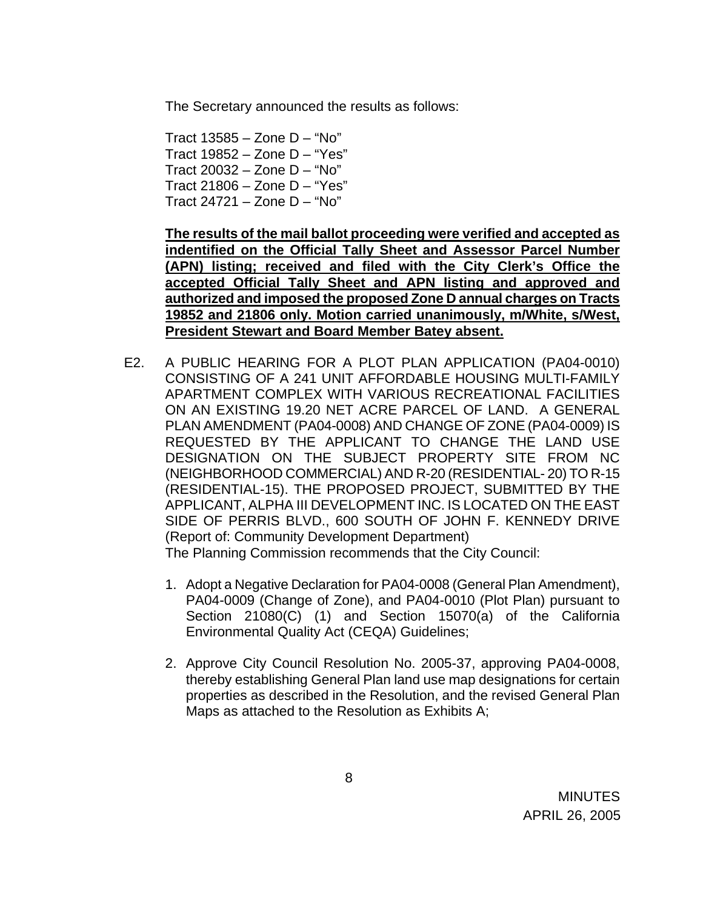The Secretary announced the results as follows:

Tract 13585 – Zone D – “No”
Tract 19852 – Zone D – “Yes”
Tract 20032 – Zone D – “No”
Tract 21806 – Zone D – “Yes”
Tract 24721 – Zone D – “No”

**The results of the mail ballot proceeding were verified and accepted as indentified on the Official Tally Sheet and Assessor Parcel Number (APN) listing; received and filed with the City Clerk’s Office the accepted Official Tally Sheet and APN listing and approved and authorized and imposed the proposed Zone D annual charges on Tracts 19852 and 21806 only. Motion carried unanimously, m/White, s/West, President Stewart and Board Member Batey absent.**

E2. A PUBLIC HEARING FOR A PLOT PLAN APPLICATION (PA04-0010) CONSISTING OF A 241 UNIT AFFORDABLE HOUSING MULTI-FAMILY APARTMENT COMPLEX WITH VARIOUS RECREATIONAL FACILITIES ON AN EXISTING 19.20 NET ACRE PARCEL OF LAND. A GENERAL PLAN AMENDMENT (PA04-0008) AND CHANGE OF ZONE (PA04-0009) IS REQUESTED BY THE APPLICANT TO CHANGE THE LAND USE DESIGNATION ON THE SUBJECT PROPERTY SITE FROM NC (NEIGHBORHOOD COMMERCIAL) AND R-20 (RESIDENTIAL- 20) TO R-15 (RESIDENTIAL-15). THE PROPOSED PROJECT, SUBMITTED BY THE APPLICANT, ALPHA III DEVELOPMENT INC. IS LOCATED ON THE EAST SIDE OF PERRIS BLVD., 600 SOUTH OF JOHN F. KENNEDY DRIVE (Report of: Community Development Department)
The Planning Commission recommends that the City Council:

1. Adopt a Negative Declaration for PA04-0008 (General Plan Amendment), PA04-0009 (Change of Zone), and PA04-0010 (Plot Plan) pursuant to Section 21080(C) (1) and Section 15070(a) of the California Environmental Quality Act (CEQA) Guidelines;

2. Approve City Council Resolution No. 2005-37, approving PA04-0008, thereby establishing General Plan land use map designations for certain properties as described in the Resolution, and the revised General Plan Maps as attached to the Resolution as Exhibits A;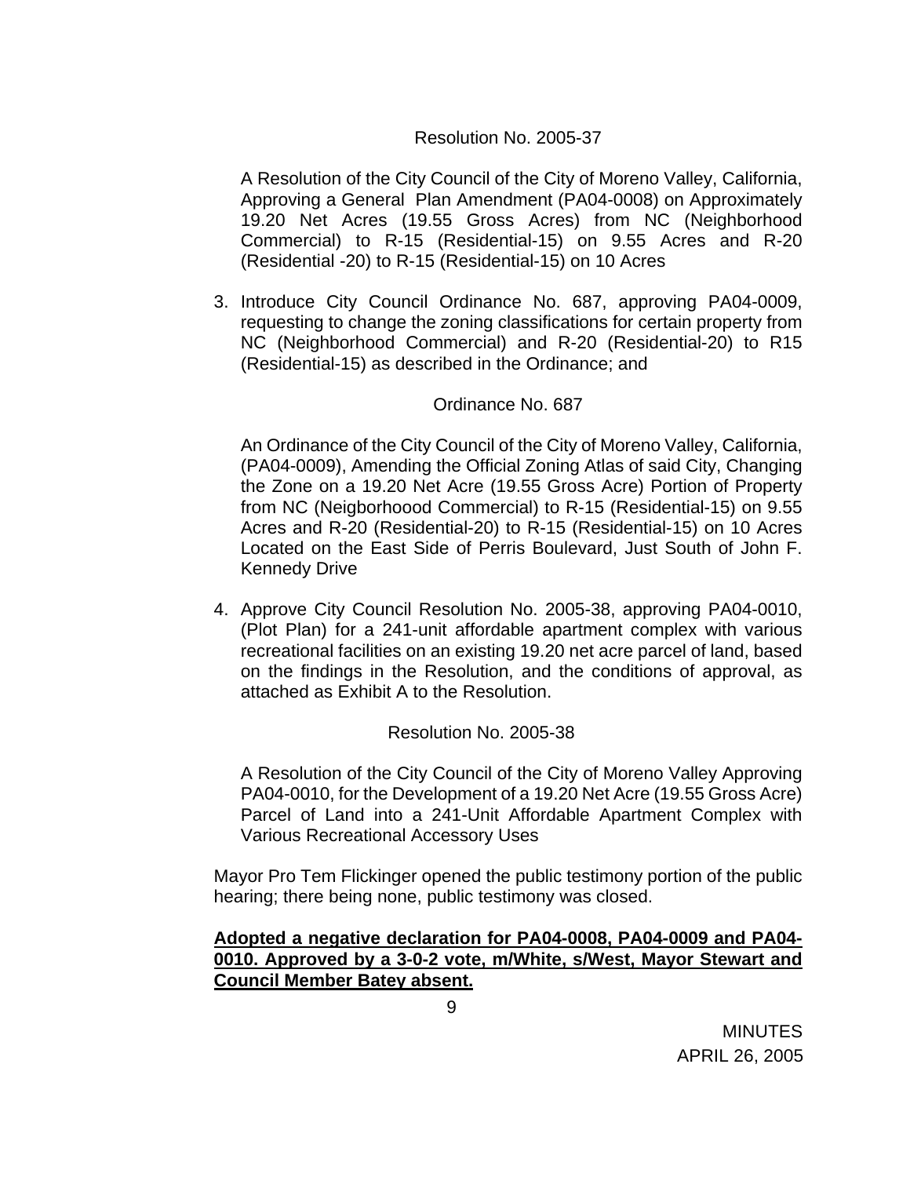Resolution No. 2005-37

A Resolution of the City Council of the City of Moreno Valley, California, Approving a General Plan Amendment (PA04-0008) on Approximately 19.20 Net Acres (19.55 Gross Acres) from NC (Neighborhood Commercial) to R-15 (Residential-15) on 9.55 Acres and R-20 (Residential -20) to R-15 (Residential-15) on 10 Acres

3. Introduce City Council Ordinance No. 687, approving PA04-0009, requesting to change the zoning classifications for certain property from NC (Neighborhood Commercial) and R-20 (Residential-20) to R15 (Residential-15) as described in the Ordinance; and

   Ordinance No. 687

   An Ordinance of the City Council of the City of Moreno Valley, California, (PA04-0009), Amending the Official Zoning Atlas of said City, Changing the Zone on a 19.20 Net Acre (19.55 Gross Acre) Portion of Property from NC (Neigborhoood Commercial) to R-15 (Residential-15) on 9.55 Acres and R-20 (Residential-20) to R-15 (Residential-15) on 10 Acres Located on the East Side of Perris Boulevard, Just South of John F. Kennedy Drive

4. Approve City Council Resolution No. 2005-38, approving PA04-0010, (Plot Plan) for a 241-unit affordable apartment complex with various recreational facilities on an existing 19.20 net acre parcel of land, based on the findings in the Resolution, and the conditions of approval, as attached as Exhibit A to the Resolution.

   Resolution No. 2005-38

   A Resolution of the City Council of the City of Moreno Valley Approving PA04-0010, for the Development of a 19.20 Net Acre (19.55 Gross Acre) Parcel of Land into a 241-Unit Affordable Apartment Complex with Various Recreational Accessory Uses

Mayor Pro Tem Flickinger opened the public testimony portion of the public hearing; there being none, public testimony was closed.

**Adopted a negative declaration for PA04-0008, PA04-0009 and PA04-0010. Approved by a 3-0-2 vote, m/White, s/West, Mayor Stewart and Council Member Batey absent.**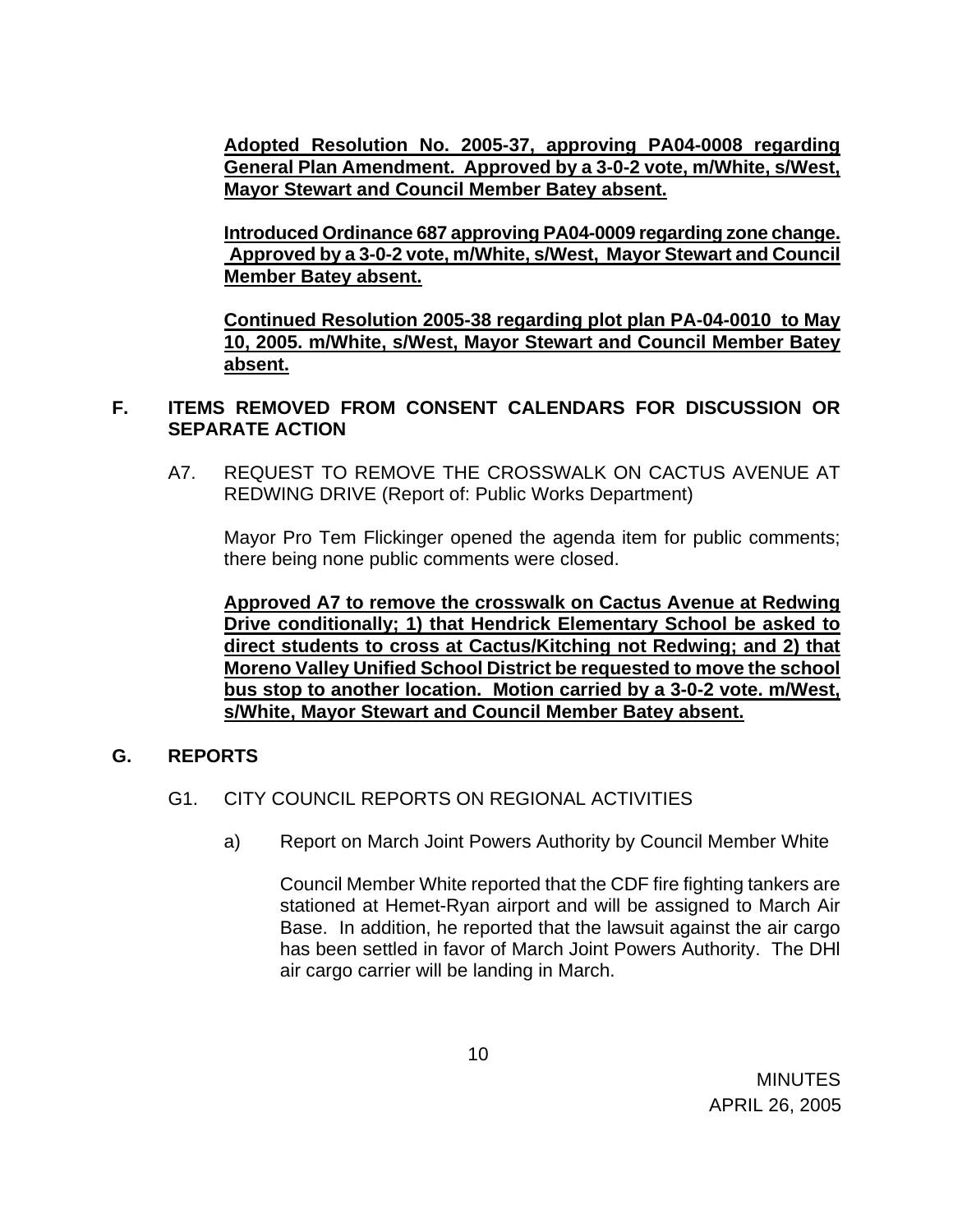**Adopted Resolution No. 2005-37, approving PA04-0008 regarding General Plan Amendment. Approved by a 3-0-2 vote, m/White, s/West, Mayor Stewart and Council Member Batey absent.**

**Introduced Ordinance 687 approving PA04-0009 regarding zone change. Approved by a 3-0-2 vote, m/White, s/West, Mayor Stewart and Council Member Batey absent.**

**Continued Resolution 2005-38 regarding plot plan PA-04-0010 to May 10, 2005. m/White, s/West, Mayor Stewart and Council Member Batey absent.**

## F. ITEMS REMOVED FROM CONSENT CALENDARS FOR DISCUSSION OR SEPARATE ACTION

A7. REQUEST TO REMOVE THE CROSSWALK ON CACTUS AVENUE AT REDWING DRIVE (Report of: Public Works Department)

Mayor Pro Tem Flickinger opened the agenda item for public comments; there being none public comments were closed.

**Approved A7 to remove the crosswalk on Cactus Avenue at Redwing Drive conditionally; 1) that Hendrick Elementary School be asked to direct students to cross at Cactus/Kitching not Redwing; and 2) that Moreno Valley Unified School District be requested to move the school bus stop to another location. Motion carried by a 3-0-2 vote. m/West, s/White, Mayor Stewart and Council Member Batey absent.**

## G. REPORTS

G1. CITY COUNCIL REPORTS ON REGIONAL ACTIVITIES

a) Report on March Joint Powers Authority by Council Member White

Council Member White reported that the CDF fire fighting tankers are stationed at Hemet-Ryan airport and will be assigned to March Air Base. In addition, he reported that the lawsuit against the air cargo has been settled in favor of March Joint Powers Authority. The DHl air cargo carrier will be landing in March.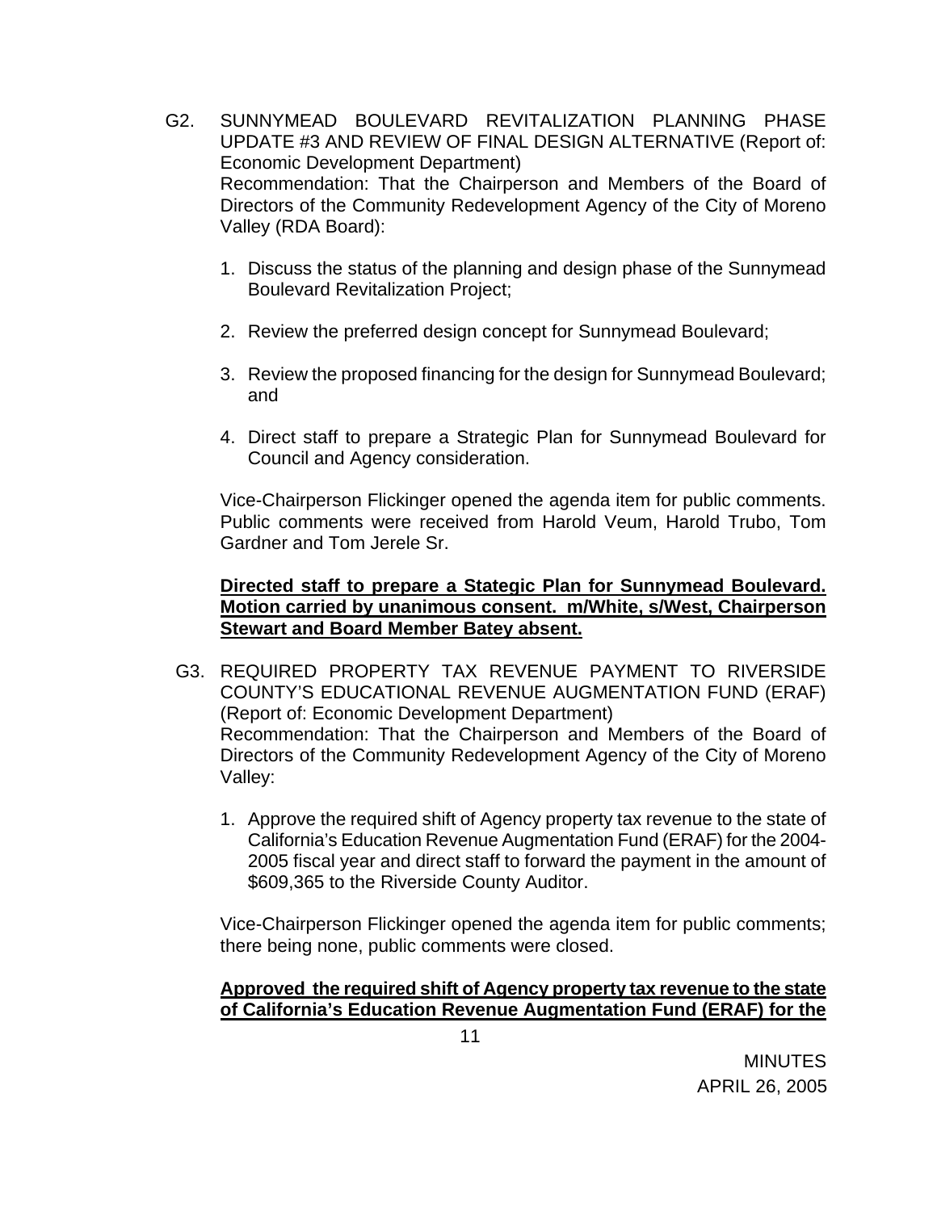G2. SUNNYMEAD BOULEVARD REVITALIZATION PLANNING PHASE UPDATE #3 AND REVIEW OF FINAL DESIGN ALTERNATIVE (Report of: Economic Development Department)
Recommendation: That the Chairperson and Members of the Board of Directors of the Community Redevelopment Agency of the City of Moreno Valley (RDA Board):

1. Discuss the status of the planning and design phase of the Sunnymead Boulevard Revitalization Project;

2. Review the preferred design concept for Sunnymead Boulevard;

3. Review the proposed financing for the design for Sunnymead Boulevard; and

4. Direct staff to prepare a Strategic Plan for Sunnymead Boulevard for Council and Agency consideration.

Vice-Chairperson Flickinger opened the agenda item for public comments. Public comments were received from Harold Veum, Harold Trubo, Tom Gardner and Tom Jerele Sr.

**Directed staff to prepare a Stategic Plan for Sunnymead Boulevard. Motion carried by unanimous consent. m/White, s/West, Chairperson Stewart and Board Member Batey absent.**

G3. REQUIRED PROPERTY TAX REVENUE PAYMENT TO RIVERSIDE COUNTY'S EDUCATIONAL REVENUE AUGMENTATION FUND (ERAF) (Report of: Economic Development Department)
Recommendation: That the Chairperson and Members of the Board of Directors of the Community Redevelopment Agency of the City of Moreno Valley:

1. Approve the required shift of Agency property tax revenue to the state of California's Education Revenue Augmentation Fund (ERAF) for the 2004-2005 fiscal year and direct staff to forward the payment in the amount of $609,365 to the Riverside County Auditor.

Vice-Chairperson Flickinger opened the agenda item for public comments; there being none, public comments were closed.

**Approved the required shift of Agency property tax revenue to the state of California's Education Revenue Augmentation Fund (ERAF) for the**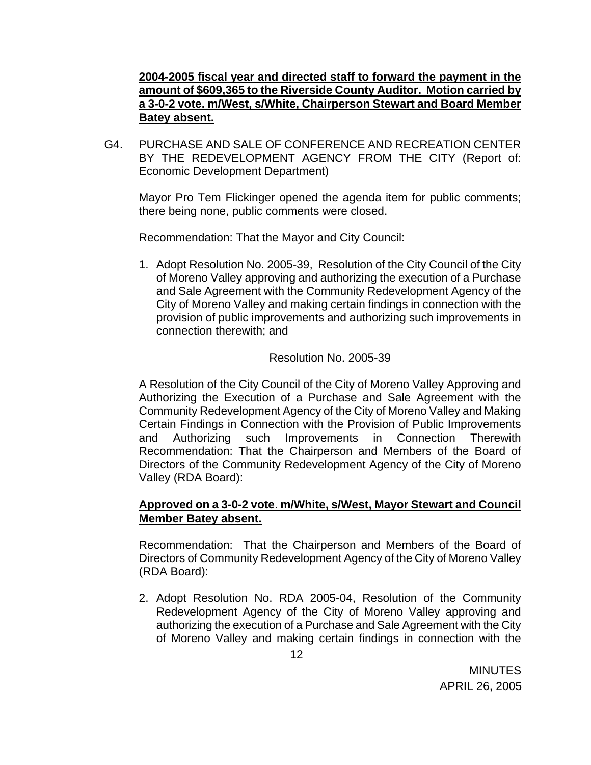**2004-2005 fiscal year and directed staff to forward the payment in the amount of $609,365 to the Riverside County Auditor. Motion carried by a 3-0-2 vote. m/West, s/White, Chairperson Stewart and Board Member Batey absent.**

G4. PURCHASE AND SALE OF CONFERENCE AND RECREATION CENTER BY THE REDEVELOPMENT AGENCY FROM THE CITY (Report of: Economic Development Department)

Mayor Pro Tem Flickinger opened the agenda item for public comments; there being none, public comments were closed.

Recommendation: That the Mayor and City Council:

1. Adopt Resolution No. 2005-39, Resolution of the City Council of the City of Moreno Valley approving and authorizing the execution of a Purchase and Sale Agreement with the Community Redevelopment Agency of the City of Moreno Valley and making certain findings in connection with the provision of public improvements and authorizing such improvements in connection therewith; and

Resolution No. 2005-39

A Resolution of the City Council of the City of Moreno Valley Approving and Authorizing the Execution of a Purchase and Sale Agreement with the Community Redevelopment Agency of the City of Moreno Valley and Making Certain Findings in Connection with the Provision of Public Improvements and Authorizing such Improvements in Connection Therewith Recommendation: That the Chairperson and Members of the Board of Directors of the Community Redevelopment Agency of the City of Moreno Valley (RDA Board):

**Approved on a 3-0-2 vote. m/White, s/West, Mayor Stewart and Council Member Batey absent.**

Recommendation: That the Chairperson and Members of the Board of Directors of Community Redevelopment Agency of the City of Moreno Valley (RDA Board):

2. Adopt Resolution No. RDA 2005-04, Resolution of the Community Redevelopment Agency of the City of Moreno Valley approving and authorizing the execution of a Purchase and Sale Agreement with the City of Moreno Valley and making certain findings in connection with the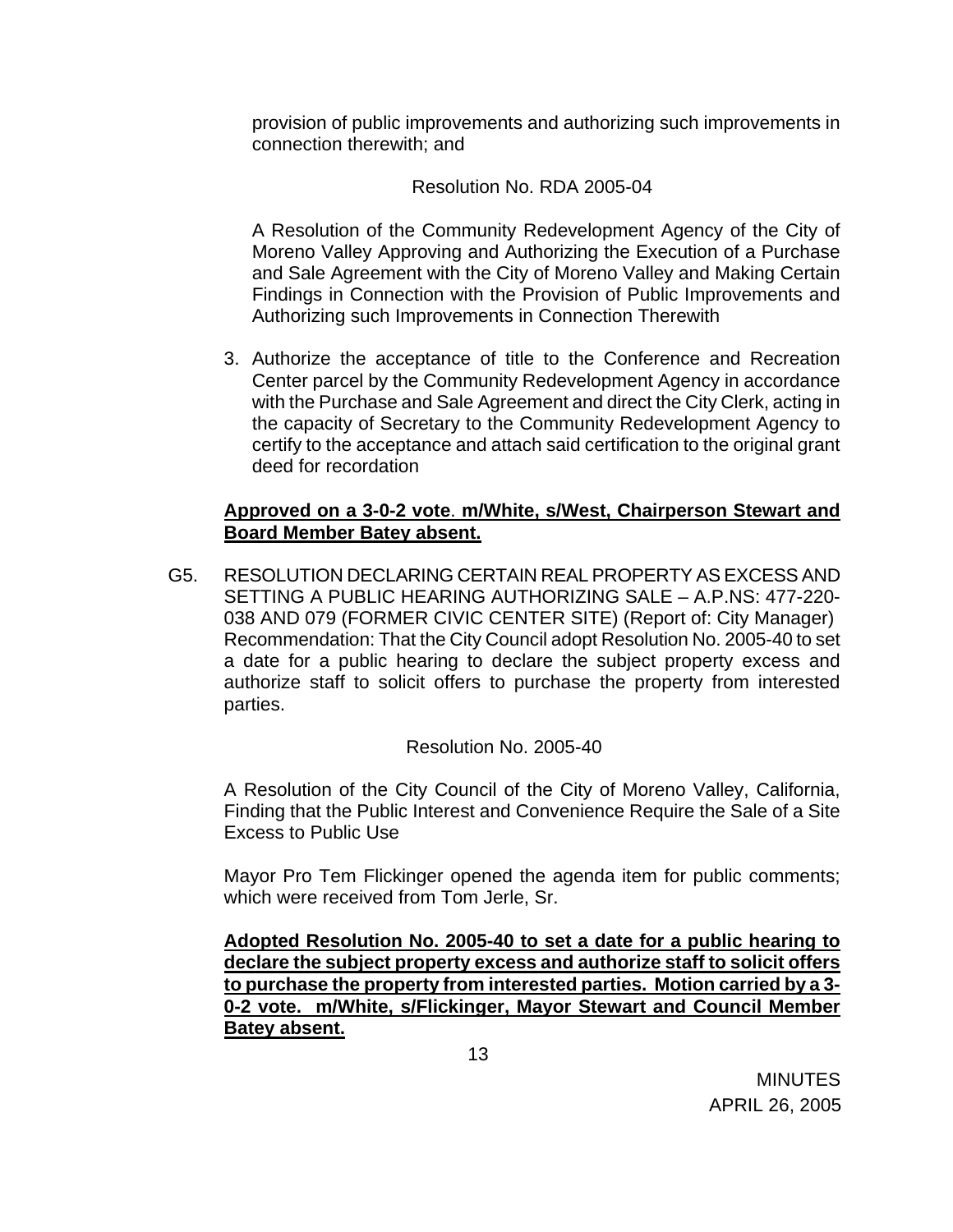provision of public improvements and authorizing such improvements in connection therewith; and

Resolution No. RDA 2005-04

A Resolution of the Community Redevelopment Agency of the City of Moreno Valley Approving and Authorizing the Execution of a Purchase and Sale Agreement with the City of Moreno Valley and Making Certain Findings in Connection with the Provision of Public Improvements and Authorizing such Improvements in Connection Therewith

3. Authorize the acceptance of title to the Conference and Recreation Center parcel by the Community Redevelopment Agency in accordance with the Purchase and Sale Agreement and direct the City Clerk, acting in the capacity of Secretary to the Community Redevelopment Agency to certify to the acceptance and attach said certification to the original grant deed for recordation

**Approved on a 3-0-2 vote. m/White, s/West, Chairperson Stewart and Board Member Batey absent.**

G5. RESOLUTION DECLARING CERTAIN REAL PROPERTY AS EXCESS AND SETTING A PUBLIC HEARING AUTHORIZING SALE – A.P.NS: 477-220-038 AND 079 (FORMER CIVIC CENTER SITE) (Report of: City Manager) Recommendation: That the City Council adopt Resolution No. 2005-40 to set a date for a public hearing to declare the subject property excess and authorize staff to solicit offers to purchase the property from interested parties.

Resolution No. 2005-40

A Resolution of the City Council of the City of Moreno Valley, California, Finding that the Public Interest and Convenience Require the Sale of a Site Excess to Public Use

Mayor Pro Tem Flickinger opened the agenda item for public comments; which were received from Tom Jerle, Sr.

**Adopted Resolution No. 2005-40 to set a date for a public hearing to declare the subject property excess and authorize staff to solicit offers to purchase the property from interested parties. Motion carried by a 3-0-2 vote. m/White, s/Flickinger, Mayor Stewart and Council Member Batey absent.**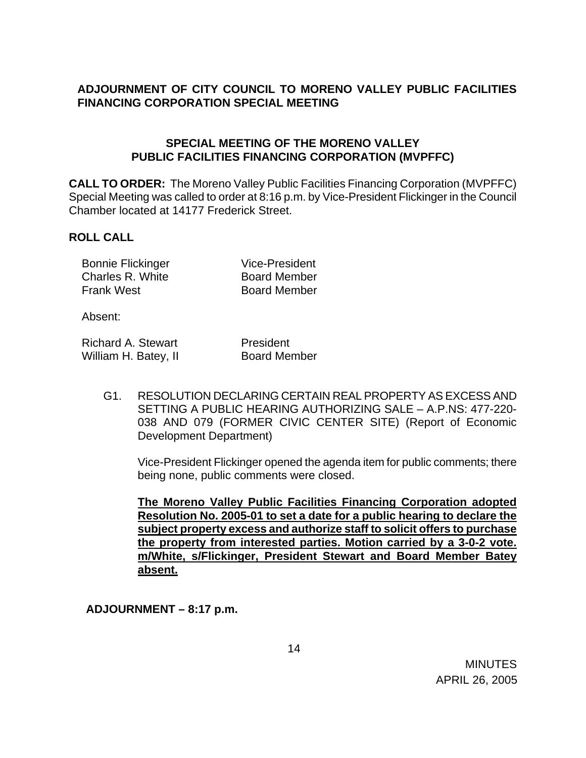**ADJOURNMENT OF CITY COUNCIL TO MORENO VALLEY PUBLIC FACILITIES FINANCING CORPORATION SPECIAL MEETING**

## SPECIAL MEETING OF THE MORENO VALLEY PUBLIC FACILITIES FINANCING CORPORATION (MVPFFC)

**CALL TO ORDER:** The Moreno Valley Public Facilities Financing Corporation (MVPFFC) Special Meeting was called to order at 8:16 p.m. by Vice-President Flickinger in the Council Chamber located at 14177 Frederick Street.

**ROLL CALL**

| | |
|---|---|
| Bonnie Flickinger | Vice-President |
| Charles R. White | Board Member |
| Frank West | Board Member |

Absent:

| | |
|---|---|
| Richard A. Stewart | President |
| William H. Batey, II | Board Member |

G1. RESOLUTION DECLARING CERTAIN REAL PROPERTY AS EXCESS AND SETTING A PUBLIC HEARING AUTHORIZING SALE – A.P.NS: 477-220-038 AND 079 (FORMER CIVIC CENTER SITE) (Report of Economic Development Department)

Vice-President Flickinger opened the agenda item for public comments; there being none, public comments were closed.

**The Moreno Valley Public Facilities Financing Corporation adopted Resolution No. 2005-01 to set a date for a public hearing to declare the subject property excess and authorize staff to solicit offers to purchase the property from interested parties. Motion carried by a 3-0-2 vote. m/White, s/Flickinger, President Stewart and Board Member Batey absent.**

**ADJOURNMENT – 8:17 p.m.**

MINUTES
APRIL 26, 2005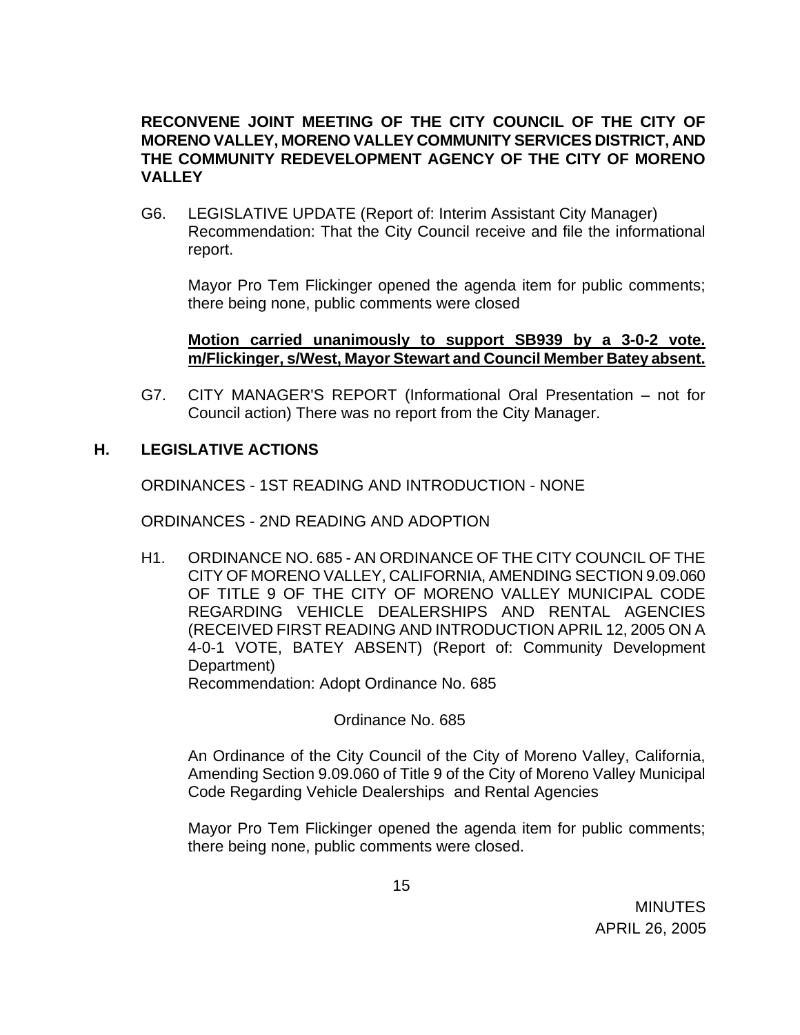**RECONVENE JOINT MEETING OF THE CITY COUNCIL OF THE CITY OF MORENO VALLEY, MORENO VALLEY COMMUNITY SERVICES DISTRICT, AND THE COMMUNITY REDEVELOPMENT AGENCY OF THE CITY OF MORENO VALLEY**

G6. LEGISLATIVE UPDATE (Report of: Interim Assistant City Manager)
Recommendation: That the City Council receive and file the informational report.

Mayor Pro Tem Flickinger opened the agenda item for public comments; there being none, public comments were closed

**<u>Motion carried unanimously to support SB939 by a 3-0-2 vote. m/Flickinger, s/West, Mayor Stewart and Council Member Batey absent.</u>**

G7. CITY MANAGER'S REPORT (Informational Oral Presentation – not for Council action) There was no report from the City Manager.

## H. LEGISLATIVE ACTIONS

ORDINANCES - 1ST READING AND INTRODUCTION - NONE

ORDINANCES - 2ND READING AND ADOPTION

H1. ORDINANCE NO. 685 - AN ORDINANCE OF THE CITY COUNCIL OF THE CITY OF MORENO VALLEY, CALIFORNIA, AMENDING SECTION 9.09.060 OF TITLE 9 OF THE CITY OF MORENO VALLEY MUNICIPAL CODE REGARDING VEHICLE DEALERSHIPS AND RENTAL AGENCIES (RECEIVED FIRST READING AND INTRODUCTION APRIL 12, 2005 ON A 4-0-1 VOTE, BATEY ABSENT) (Report of: Community Development Department)
Recommendation: Adopt Ordinance No. 685

Ordinance No. 685

An Ordinance of the City Council of the City of Moreno Valley, California, Amending Section 9.09.060 of Title 9 of the City of Moreno Valley Municipal Code Regarding Vehicle Dealerships and Rental Agencies

Mayor Pro Tem Flickinger opened the agenda item for public comments; there being none, public comments were closed.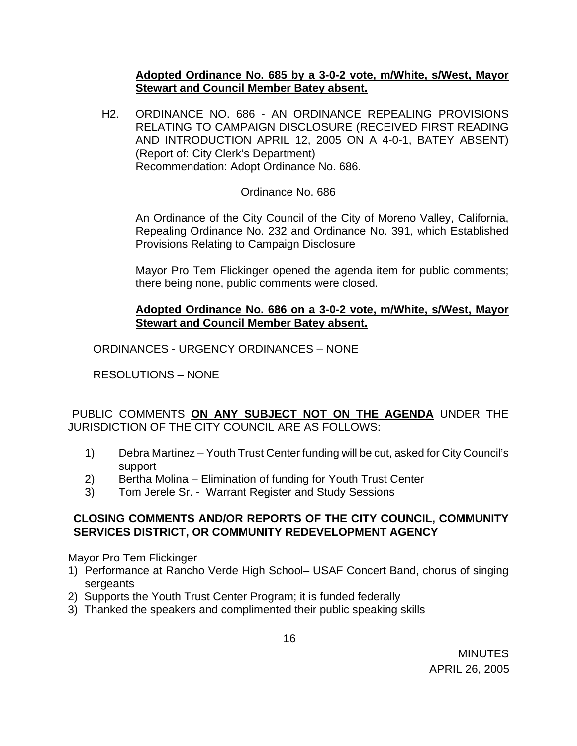**Adopted Ordinance No. 685 by a 3-0-2 vote, m/White, s/West, Mayor Stewart and Council Member Batey absent.**

H2. ORDINANCE NO. 686 - AN ORDINANCE REPEALING PROVISIONS RELATING TO CAMPAIGN DISCLOSURE (RECEIVED FIRST READING AND INTRODUCTION APRIL 12, 2005 ON A 4-0-1, BATEY ABSENT) (Report of: City Clerk's Department)
Recommendation: Adopt Ordinance No. 686.

Ordinance No. 686

An Ordinance of the City Council of the City of Moreno Valley, California, Repealing Ordinance No. 232 and Ordinance No. 391, which Established Provisions Relating to Campaign Disclosure

Mayor Pro Tem Flickinger opened the agenda item for public comments; there being none, public comments were closed.

**Adopted Ordinance No. 686 on a 3-0-2 vote, m/White, s/West, Mayor Stewart and Council Member Batey absent.**

ORDINANCES - URGENCY ORDINANCES – NONE

RESOLUTIONS – NONE

PUBLIC COMMENTS **ON ANY SUBJECT NOT ON THE AGENDA** UNDER THE JURISDICTION OF THE CITY COUNCIL ARE AS FOLLOWS:

1) Debra Martinez – Youth Trust Center funding will be cut, asked for City Council's support
2) Bertha Molina – Elimination of funding for Youth Trust Center
3) Tom Jerele Sr. - Warrant Register and Study Sessions

**CLOSING COMMENTS AND/OR REPORTS OF THE CITY COUNCIL, COMMUNITY SERVICES DISTRICT, OR COMMUNITY REDEVELOPMENT AGENCY**

Mayor Pro Tem Flickinger

1) Performance at Rancho Verde High School– USAF Concert Band, chorus of singing sergeants
2) Supports the Youth Trust Center Program; it is funded federally
3) Thanked the speakers and complimented their public speaking skills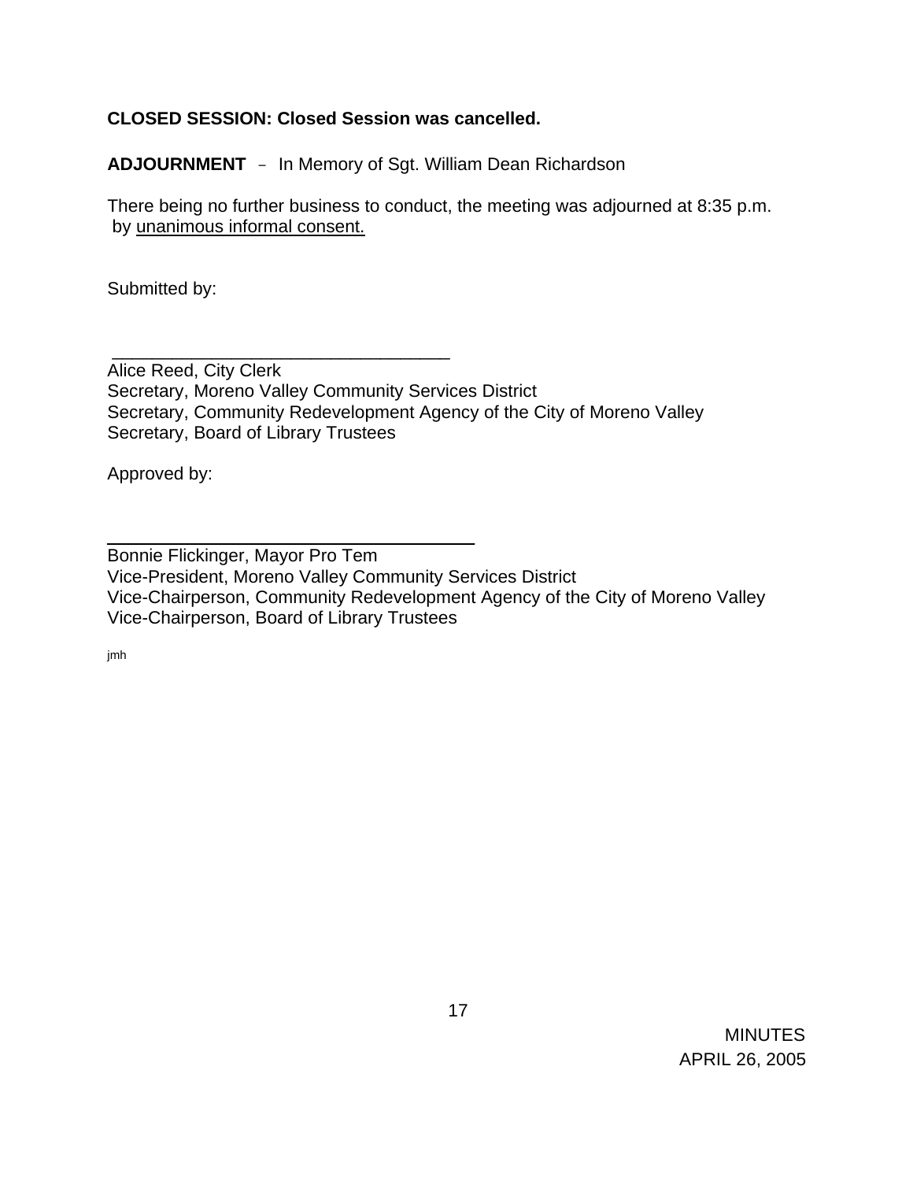**CLOSED SESSION: Closed Session was cancelled.**

**ADJOURNMENT** – In Memory of Sgt. William Dean Richardson

There being no further business to conduct, the meeting was adjourned at 8:35 p.m. by unanimous informal consent.

Submitted by:

\_\_\_\_\_\_\_\_\_\_\_\_\_\_\_\_\_\_\_\_\_\_\_\_\_\_\_\_\_\_\_\_\_\_\_\_

Alice Reed, City Clerk
Secretary, Moreno Valley Community Services District
Secretary, Community Redevelopment Agency of the City of Moreno Valley
Secretary, Board of Library Trustees

Approved by:

\_\_\_\_\_\_\_\_\_\_\_\_\_\_\_\_\_\_\_\_\_\_\_\_\_\_\_\_\_\_\_\_\_\_\_\_

Bonnie Flickinger, Mayor Pro Tem
Vice-President, Moreno Valley Community Services District
Vice-Chairperson, Community Redevelopment Agency of the City of Moreno Valley
Vice-Chairperson, Board of Library Trustees

jmh